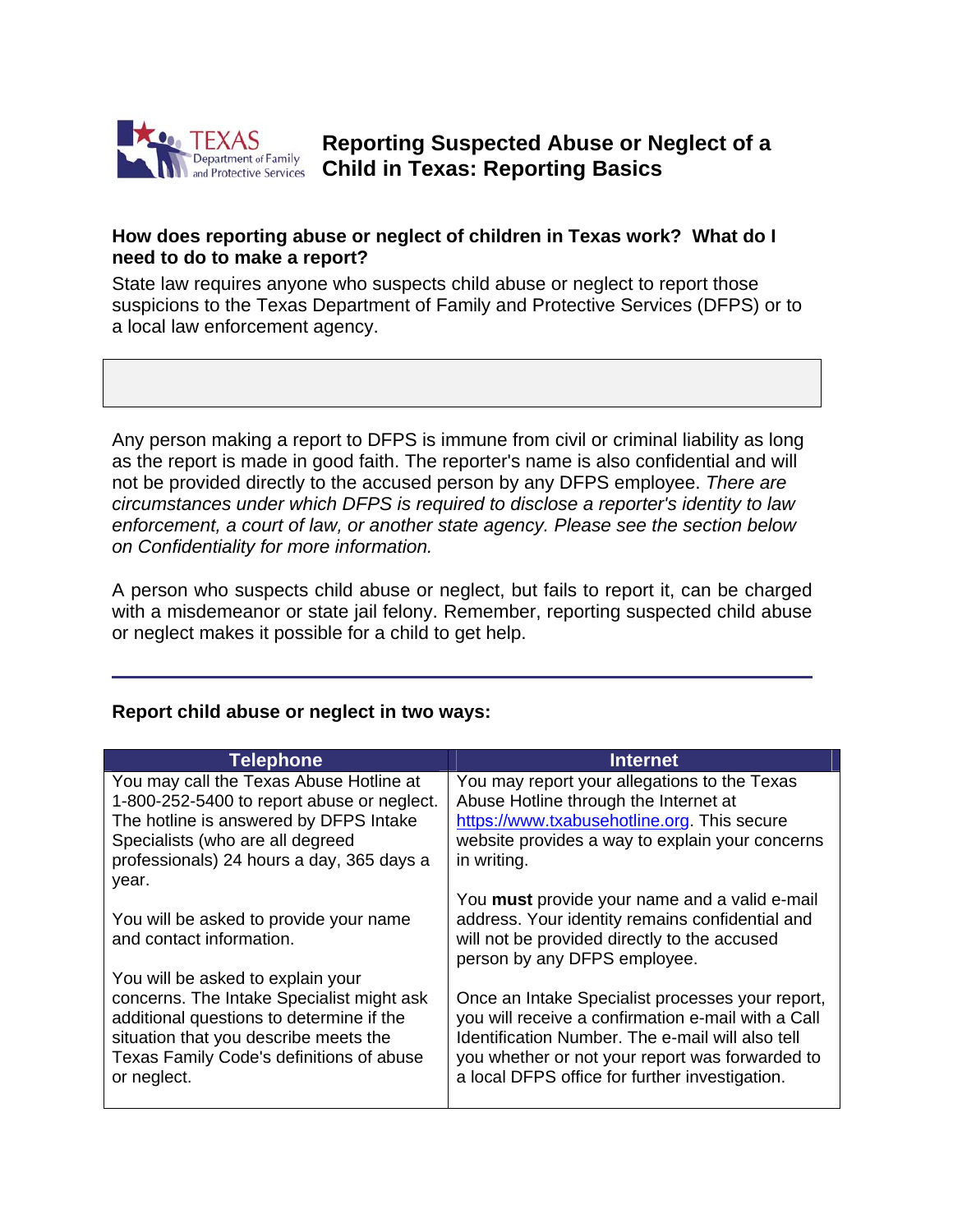# Reporting Suspected Abuse or Neglect of a Child in Texas: Reporting Basics

Texas Department of Family and Protective Services

### How does reporting abuse or neglect of children in Texas work? What do I need to do to make a report?

State law requires anyone who suspects child abuse or neglect to report those suspicions to the Texas Department of Family and Protective Services (DFPS) or to a local law enforcement agency.

Any person making a report to DFPS is immune from civil or criminal liability as long as the report is made in good faith. The reporter's name is also confidential and will not be provided directly to the accused person by any DFPS employee. *There are circumstances under which DFPS is required to disclose a reporter's identity to law enforcement, a court of law, or another state agency. Please see the section below on Confidentiality for more information.*

A person who suspects child abuse or neglect, but fails to report it, can be charged with a misdemeanor or state jail felony. Remember, reporting suspected child abuse or neglect makes it possible for a child to get help.

---

### Report child abuse or neglect in two ways:

| Telephone | Internet |
|---|---|
| You may call the Texas Abuse Hotline at 1-800-252-5400 to report abuse or neglect. The hotline is answered by DFPS Intake Specialists (who are all degreed professionals) 24 hours a day, 365 days a year.<br><br>You will be asked to provide your name and contact information.<br><br>You will be asked to explain your concerns. The Intake Specialist might ask additional questions to determine if the situation that you describe meets the Texas Family Code's definitions of abuse or neglect. | You may report your allegations to the Texas Abuse Hotline through the Internet at [https://www.txabusehotline.org](https://www.txabusehotline.org). This secure website provides a way to explain your concerns in writing.<br><br>You **must** provide your name and a valid e-mail address. Your identity remains confidential and will not be provided directly to the accused person by any DFPS employee.<br><br>Once an Intake Specialist processes your report, you will receive a confirmation e-mail with a Call Identification Number. The e-mail will also tell you whether or not your report was forwarded to a local DFPS office for further investigation. |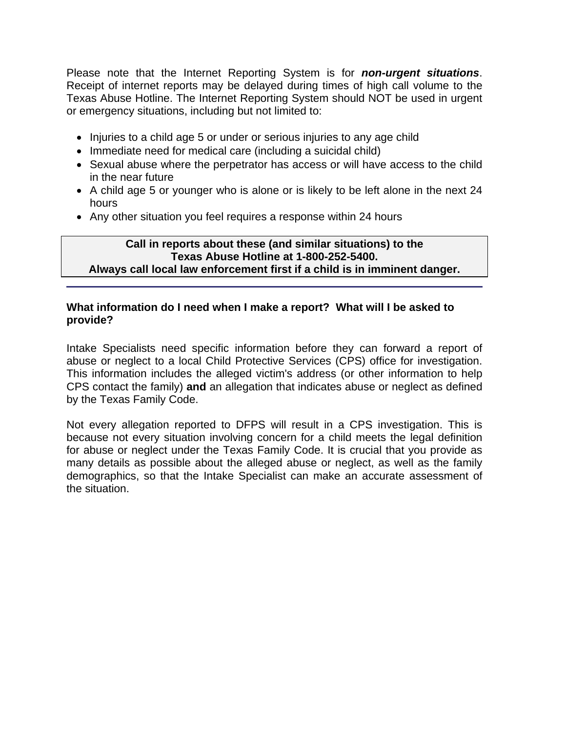Please note that the Internet Reporting System is for ***non-urgent situations***. Receipt of internet reports may be delayed during times of high call volume to the Texas Abuse Hotline. The Internet Reporting System should NOT be used in urgent or emergency situations, including but not limited to:

- Injuries to a child age 5 or under or serious injuries to any age child
- Immediate need for medical care (including a suicidal child)
- Sexual abuse where the perpetrator has access or will have access to the child in the near future
- A child age 5 or younger who is alone or is likely to be left alone in the next 24 hours
- Any other situation you feel requires a response within 24 hours

**Call in reports about these (and similar situations) to the Texas Abuse Hotline at 1-800-252-5400.**
**Always call local law enforcement first if a child is in imminent danger.**

---

**What information do I need when I make a report? What will I be asked to provide?**

Intake Specialists need specific information before they can forward a report of abuse or neglect to a local Child Protective Services (CPS) office for investigation. This information includes the alleged victim's address (or other information to help CPS contact the family) **and** an allegation that indicates abuse or neglect as defined by the Texas Family Code.

Not every allegation reported to DFPS will result in a CPS investigation. This is because not every situation involving concern for a child meets the legal definition for abuse or neglect under the Texas Family Code. It is crucial that you provide as many details as possible about the alleged abuse or neglect, as well as the family demographics, so that the Intake Specialist can make an accurate assessment of the situation.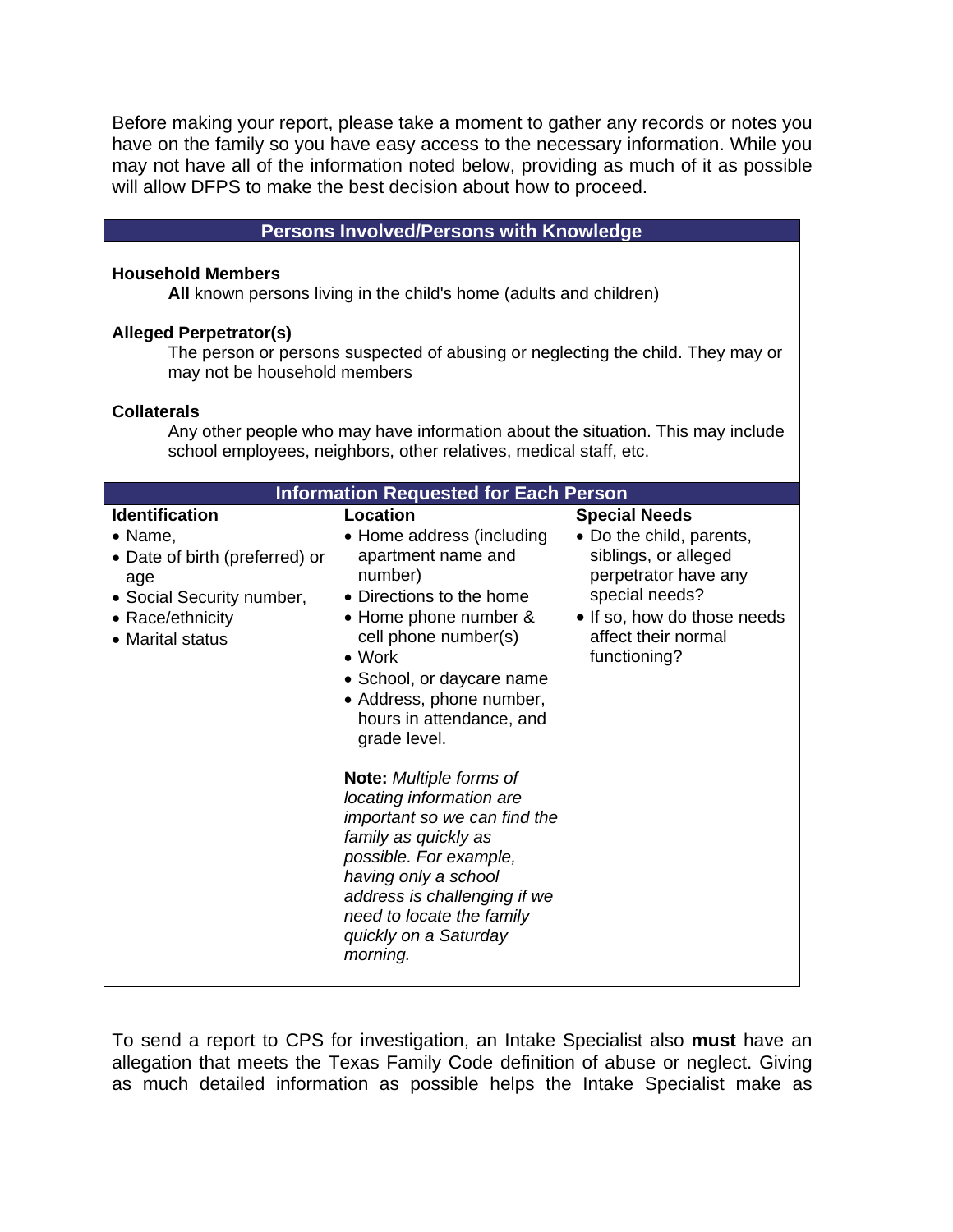Before making your report, please take a moment to gather any records or notes you have on the family so you have easy access to the necessary information. While you may not have all of the information noted below, providing as much of it as possible will allow DFPS to make the best decision about how to proceed.

## Persons Involved/Persons with Knowledge

**Household Members**

**All** known persons living in the child's home (adults and children)

**Alleged Perpetrator(s)**

The person or persons suspected of abusing or neglecting the child. They may or may not be household members

**Collaterals**

Any other people who may have information about the situation. This may include school employees, neighbors, other relatives, medical staff, etc.

## Information Requested for Each Person

| Identification | Location | Special Needs |
|---|---|---|
| • Name,<br>• Date of birth (preferred) or age<br>• Social Security number,<br>• Race/ethnicity<br>• Marital status | • Home address (including apartment name and number)<br>• Directions to the home<br>• Home phone number & cell phone number(s)<br>• Work<br>• School, or daycare name<br>• Address, phone number, hours in attendance, and grade level.<br><br>**Note:** *Multiple forms of locating information are important so we can find the family as quickly as possible. For example, having only a school address is challenging if we need to locate the family quickly on a Saturday morning.* | • Do the child, parents, siblings, or alleged perpetrator have any special needs?<br>• If so, how do those needs affect their normal functioning? |

To send a report to CPS for investigation, an Intake Specialist also **must** have an allegation that meets the Texas Family Code definition of abuse or neglect. Giving as much detailed information as possible helps the Intake Specialist make as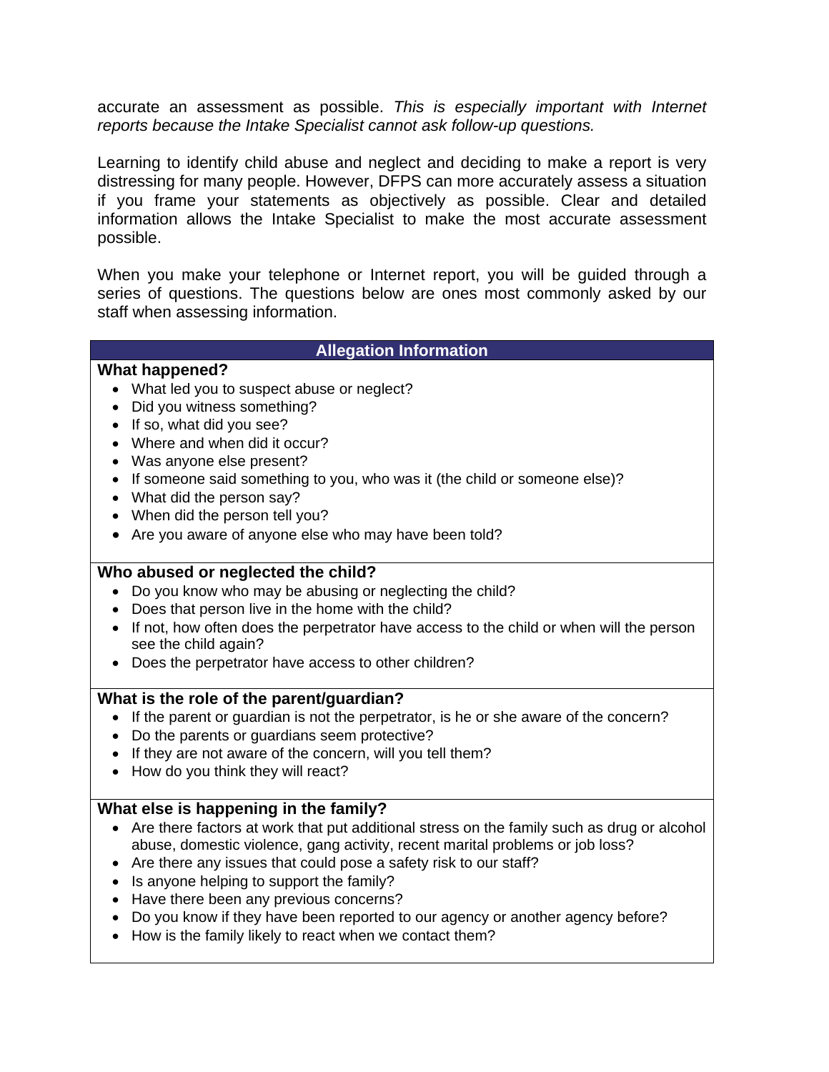accurate an assessment as possible. *This is especially important with Internet reports because the Intake Specialist cannot ask follow-up questions.*

Learning to identify child abuse and neglect and deciding to make a report is very distressing for many people. However, DFPS can more accurately assess a situation if you frame your statements as objectively as possible. Clear and detailed information allows the Intake Specialist to make the most accurate assessment possible.

When you make your telephone or Internet report, you will be guided through a series of questions. The questions below are ones most commonly asked by our staff when assessing information.

## Allegation Information

**What happened?**

- What led you to suspect abuse or neglect?
- Did you witness something?
- If so, what did you see?
- Where and when did it occur?
- Was anyone else present?
- If someone said something to you, who was it (the child or someone else)?
- What did the person say?
- When did the person tell you?
- Are you aware of anyone else who may have been told?

**Who abused or neglected the child?**

- Do you know who may be abusing or neglecting the child?
- Does that person live in the home with the child?
- If not, how often does the perpetrator have access to the child or when will the person see the child again?
- Does the perpetrator have access to other children?

**What is the role of the parent/guardian?**

- If the parent or guardian is not the perpetrator, is he or she aware of the concern?
- Do the parents or guardians seem protective?
- If they are not aware of the concern, will you tell them?
- How do you think they will react?

**What else is happening in the family?**

- Are there factors at work that put additional stress on the family such as drug or alcohol abuse, domestic violence, gang activity, recent marital problems or job loss?
- Are there any issues that could pose a safety risk to our staff?
- Is anyone helping to support the family?
- Have there been any previous concerns?
- Do you know if they have been reported to our agency or another agency before?
- How is the family likely to react when we contact them?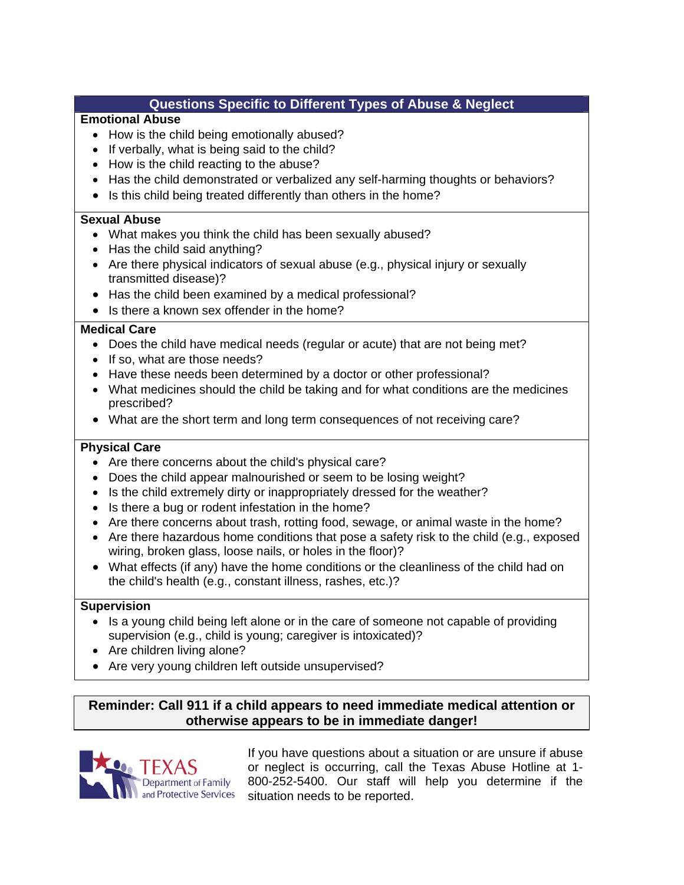## Questions Specific to Different Types of Abuse & Neglect

**Emotional Abuse**

- How is the child being emotionally abused?
- If verbally, what is being said to the child?
- How is the child reacting to the abuse?
- Has the child demonstrated or verbalized any self-harming thoughts or behaviors?
- Is this child being treated differently than others in the home?

**Sexual Abuse**

- What makes you think the child has been sexually abused?
- Has the child said anything?
- Are there physical indicators of sexual abuse (e.g., physical injury or sexually transmitted disease)?
- Has the child been examined by a medical professional?
- Is there a known sex offender in the home?

**Medical Care**

- Does the child have medical needs (regular or acute) that are not being met?
- If so, what are those needs?
- Have these needs been determined by a doctor or other professional?
- What medicines should the child be taking and for what conditions are the medicines prescribed?
- What are the short term and long term consequences of not receiving care?

**Physical Care**

- Are there concerns about the child's physical care?
- Does the child appear malnourished or seem to be losing weight?
- Is the child extremely dirty or inappropriately dressed for the weather?
- Is there a bug or rodent infestation in the home?
- Are there concerns about trash, rotting food, sewage, or animal waste in the home?
- Are there hazardous home conditions that pose a safety risk to the child (e.g., exposed wiring, broken glass, loose nails, or holes in the floor)?
- What effects (if any) have the home conditions or the cleanliness of the child had on the child's health (e.g., constant illness, rashes, etc.)?

**Supervision**

- Is a young child being left alone or in the care of someone not capable of providing supervision (e.g., child is young; caregiver is intoxicated)?
- Are children living alone?
- Are very young children left outside unsupervised?

**Reminder: Call 911 if a child appears to need immediate medical attention or otherwise appears to be in immediate danger!**

TEXAS Department of Family and Protective Services

If you have questions about a situation or are unsure if abuse or neglect is occurring, call the Texas Abuse Hotline at 1-800-252-5400. Our staff will help you determine if the situation needs to be reported.